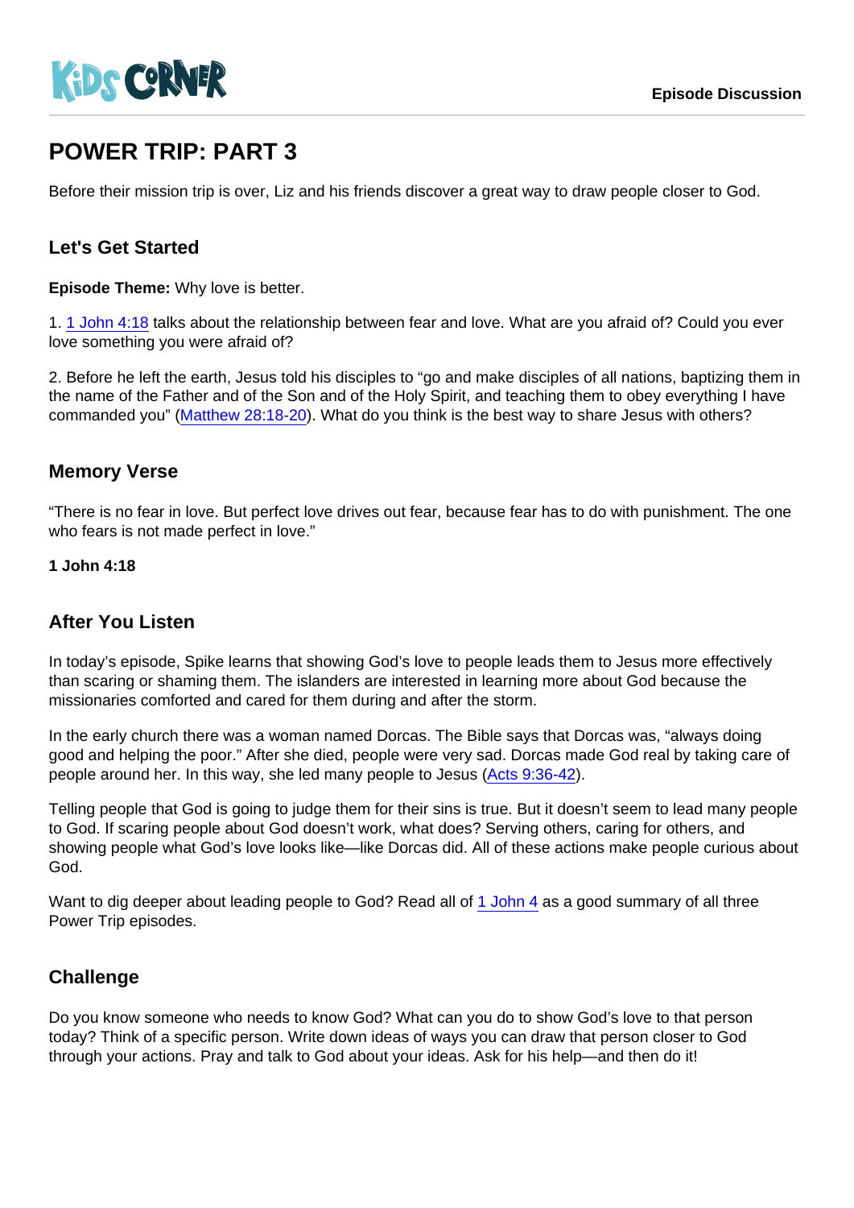# POWER TRIP: PART 3

Before their mission trip is over, Liz and his friends discover a great way to draw people closer to God.

## Let's Get Started

**Episode Theme:** Why love is better.

1. 1 John 4:18 talks about the relationship between fear and love. What are you afraid of? Could you ever love something you were afraid of?

2. Before he left the earth, Jesus told his disciples to "go and make disciples of all nations, baptizing them in the name of the Father and of the Son and of the Holy Spirit, and teaching them to obey everything I have commanded you" (Matthew 28:18-20). What do you think is the best way to share Jesus with others?

## Memory Verse

"There is no fear in love. But perfect love drives out fear, because fear has to do with punishment. The one who fears is not made perfect in love."

**1 John 4:18**

## After You Listen

In today's episode, Spike learns that showing God's love to people leads them to Jesus more effectively than scaring or shaming them. The islanders are interested in learning more about God because the missionaries comforted and cared for them during and after the storm.

In the early church there was a woman named Dorcas. The Bible says that Dorcas was, "always doing good and helping the poor." After she died, people were very sad. Dorcas made God real by taking care of people around her. In this way, she led many people to Jesus (Acts 9:36-42).

Telling people that God is going to judge them for their sins is true. But it doesn't seem to lead many people to God. If scaring people about God doesn't work, what does? Serving others, caring for others, and showing people what God's love looks like—like Dorcas did. All of these actions make people curious about God.

Want to dig deeper about leading people to God? Read all of 1 John 4 as a good summary of all three Power Trip episodes.

## Challenge

Do you know someone who needs to know God? What can you do to show God's love to that person today? Think of a specific person. Write down ideas of ways you can draw that person closer to God through your actions. Pray and talk to God about your ideas. Ask for his help—and then do it!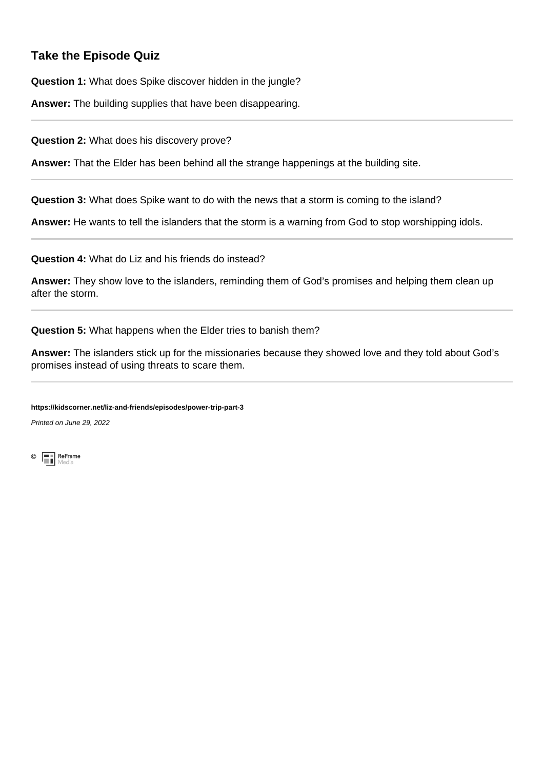## Take the Episode Quiz

**Question 1:** What does Spike discover hidden in the jungle?

**Answer:** The building supplies that have been disappearing.

---

**Question 2:** What does his discovery prove?

**Answer:** That the Elder has been behind all the strange happenings at the building site.

---

**Question 3:** What does Spike want to do with the news that a storm is coming to the island?

**Answer:** He wants to tell the islanders that the storm is a warning from God to stop worshipping idols.

---

**Question 4:** What do Liz and his friends do instead?

**Answer:** They show love to the islanders, reminding them of God's promises and helping them clean up after the storm.

---

**Question 5:** What happens when the Elder tries to banish them?

**Answer:** The islanders stick up for the missionaries because they showed love and they told about God's promises instead of using threats to scare them.

---

**https://kidscorner.net/liz-and-friends/episodes/power-trip-part-3**

*Printed on June 29, 2022*

© ReFrame Media